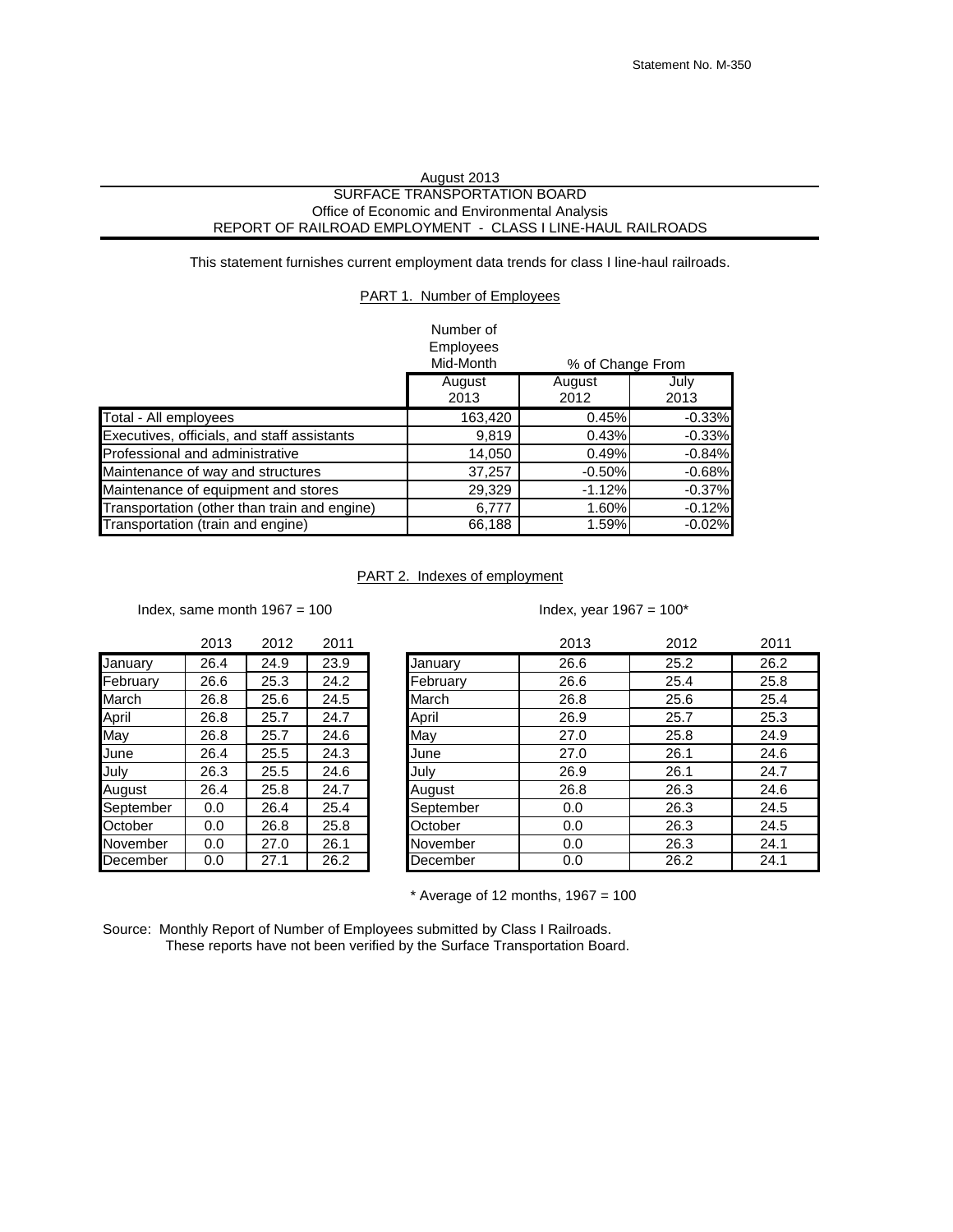Statement No. M-350

August 2013

SURFACE TRANSPORTATION BOARD

Office of Economic and Environmental Analysis

REPORT OF RAILROAD EMPLOYMENT - CLASS I LINE-HAUL RAILROADS

This statement furnishes current employment data trends for class I line-haul railroads.

## PART 1. Number of Employees

| | Number of Employees Mid-Month | % of Change From | |
|---|---|---|---|
| | August 2013 | August 2012 | July 2013 |
| Total - All employees | 163,420 | 0.45% | -0.33% |
| Executives, officials, and staff assistants | 9,819 | 0.43% | -0.33% |
| Professional and administrative | 14,050 | 0.49% | -0.84% |
| Maintenance of way and structures | 37,257 | -0.50% | -0.68% |
| Maintenance of equipment and stores | 29,329 | -1.12% | -0.37% |
| Transportation (other than train and engine) | 6,777 | 1.60% | -0.12% |
| Transportation (train and engine) | 66,188 | 1.59% | -0.02% |

## PART 2. Indexes of employment

Index, same month 1967 = 100

| | 2013 | 2012 | 2011 |
|---|---|---|---|
| January | 26.4 | 24.9 | 23.9 |
| February | 26.6 | 25.3 | 24.2 |
| March | 26.8 | 25.6 | 24.5 |
| April | 26.8 | 25.7 | 24.7 |
| May | 26.8 | 25.7 | 24.6 |
| June | 26.4 | 25.5 | 24.3 |
| July | 26.3 | 25.5 | 24.6 |
| August | 26.4 | 25.8 | 24.7 |
| September | 0.0 | 26.4 | 25.4 |
| October | 0.0 | 26.8 | 25.8 |
| November | 0.0 | 27.0 | 26.1 |
| December | 0.0 | 27.1 | 26.2 |

Index, year 1967 = 100*

| | 2013 | 2012 | 2011 |
|---|---|---|---|
| January | 26.6 | 25.2 | 26.2 |
| February | 26.6 | 25.4 | 25.8 |
| March | 26.8 | 25.6 | 25.4 |
| April | 26.9 | 25.7 | 25.3 |
| May | 27.0 | 25.8 | 24.9 |
| June | 27.0 | 26.1 | 24.6 |
| July | 26.9 | 26.1 | 24.7 |
| August | 26.8 | 26.3 | 24.6 |
| September | 0.0 | 26.3 | 24.5 |
| October | 0.0 | 26.3 | 24.5 |
| November | 0.0 | 26.3 | 24.1 |
| December | 0.0 | 26.2 | 24.1 |

\* Average of 12 months, 1967 = 100

Source: Monthly Report of Number of Employees submitted by Class I Railroads.
These reports have not been verified by the Surface Transportation Board.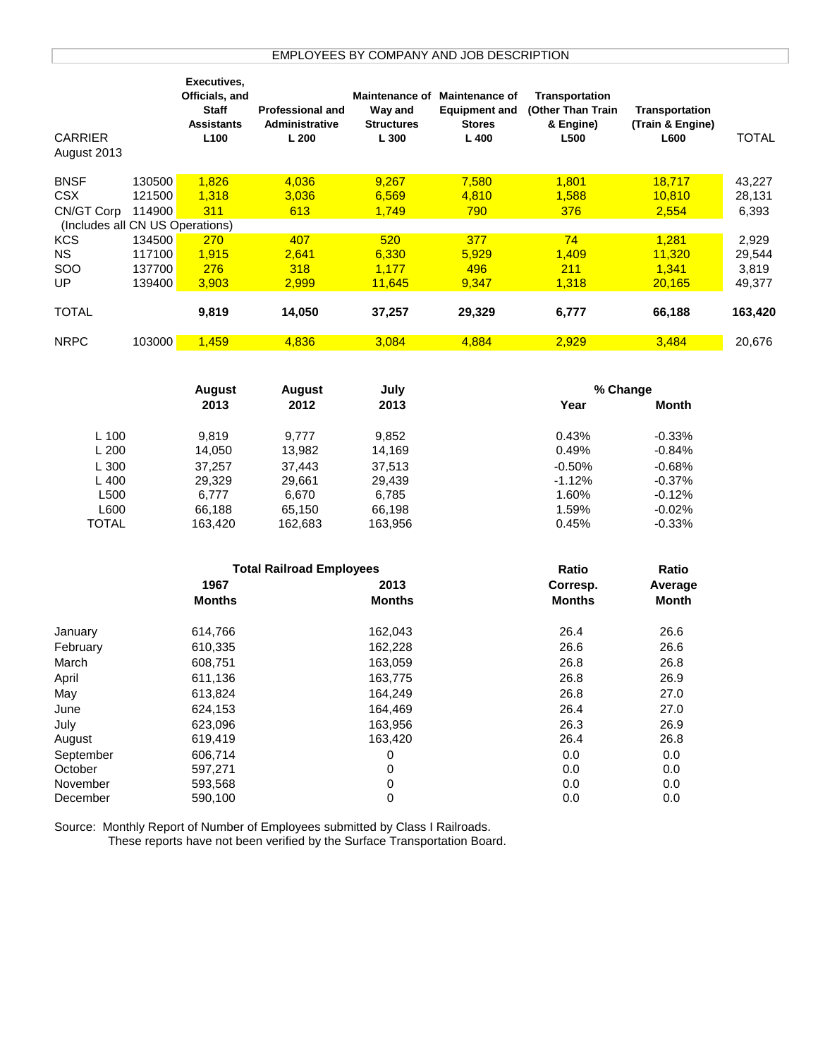# EMPLOYEES BY COMPANY AND JOB DESCRIPTION

| CARRIER August 2013 | | Executives, Officials, and Staff Assistants L100 | Professional and Administrative L 200 | Maintenance of Way and Structures L 300 | Maintenance of Equipment and Stores L 400 | Transportation (Other Than Train & Engine) L500 | Transportation (Train & Engine) L600 | TOTAL |
|---|---|---|---|---|---|---|---|---|
| BNSF | 130500 | 1,826 | 4,036 | 9,267 | 7,580 | 1,801 | 18,717 | 43,227 |
| CSX | 121500 | 1,318 | 3,036 | 6,569 | 4,810 | 1,588 | 10,810 | 28,131 |
| CN/GT Corp (Includes all CN US Operations) | 114900 | 311 | 613 | 1,749 | 790 | 376 | 2,554 | 6,393 |
| KCS | 134500 | 270 | 407 | 520 | 377 | 74 | 1,281 | 2,929 |
| NS | 117100 | 1,915 | 2,641 | 6,330 | 5,929 | 1,409 | 11,320 | 29,544 |
| SOO | 137700 | 276 | 318 | 1,177 | 496 | 211 | 1,341 | 3,819 |
| UP | 139400 | 3,903 | 2,999 | 11,645 | 9,347 | 1,318 | 20,165 | 49,377 |
| **TOTAL** | | **9,819** | **14,050** | **37,257** | **29,329** | **6,777** | **66,188** | **163,420** |
| NRPC | 103000 | 1,459 | 4,836 | 3,084 | 4,884 | 2,929 | 3,484 | 20,676 |

| | August 2013 | August 2012 | July 2013 | % Change Year | % Change Month |
|---|---|---|---|---|---|
| L 100 | 9,819 | 9,777 | 9,852 | 0.43% | -0.33% |
| L 200 | 14,050 | 13,982 | 14,169 | 0.49% | -0.84% |
| L 300 | 37,257 | 37,443 | 37,513 | -0.50% | -0.68% |
| L 400 | 29,329 | 29,661 | 29,439 | -1.12% | -0.37% |
| L500 | 6,777 | 6,670 | 6,785 | 1.60% | -0.12% |
| L600 | 66,188 | 65,150 | 66,198 | 1.59% | -0.02% |
| TOTAL | 163,420 | 162,683 | 163,956 | 0.45% | -0.33% |

| | Total Railroad Employees 1967 Months | Total Railroad Employees 2013 Months | Ratio Corresp. Months | Ratio Average Month |
|---|---|---|---|---|
| January | 614,766 | 162,043 | 26.4 | 26.6 |
| February | 610,335 | 162,228 | 26.6 | 26.6 |
| March | 608,751 | 163,059 | 26.8 | 26.8 |
| April | 611,136 | 163,775 | 26.8 | 26.9 |
| May | 613,824 | 164,249 | 26.8 | 27.0 |
| June | 624,153 | 164,469 | 26.4 | 27.0 |
| July | 623,096 | 163,956 | 26.3 | 26.9 |
| August | 619,419 | 163,420 | 26.4 | 26.8 |
| September | 606,714 | 0 | 0.0 | 0.0 |
| October | 597,271 | 0 | 0.0 | 0.0 |
| November | 593,568 | 0 | 0.0 | 0.0 |
| December | 590,100 | 0 | 0.0 | 0.0 |

Source: Monthly Report of Number of Employees submitted by Class I Railroads.
These reports have not been verified by the Surface Transportation Board.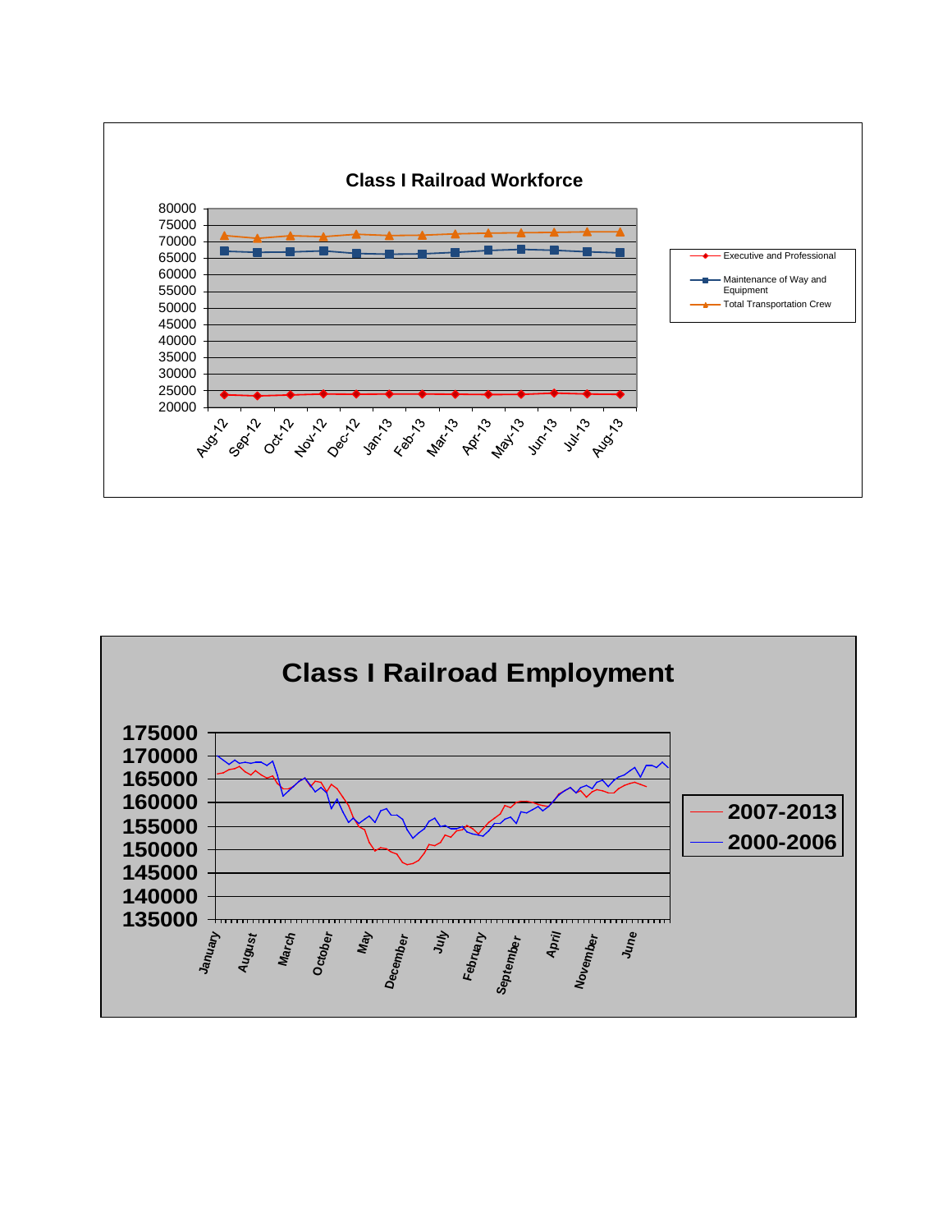Class I Railroad Workforce

80000
75000
70000
65000
60000
55000
50000
45000
40000
35000
30000
25000
20000

Aug-12 Sep-12 Oct-12 Nov-12 Dec-12 Jan-13 Feb-13 Mar-13 Apr-13 May-13 Jun-13 Jul-13 Aug-13

Executive and Professional
Maintenance of Way and Equipment
Total Transportation Crew

Class I Railroad Employment

175000
170000
165000
160000
155000
150000
145000
140000
135000

January August March October May December July February September April November June

2007-2013
2000-2006